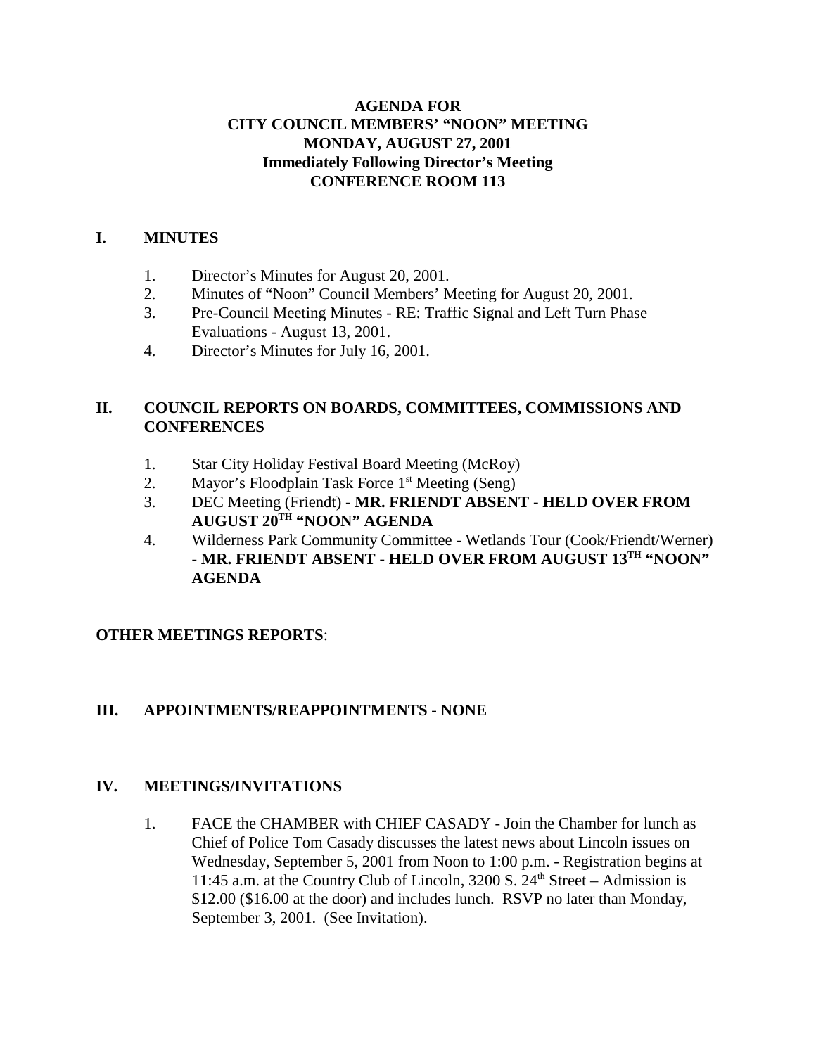**AGENDA FOR**
**CITY COUNCIL MEMBERS' "NOON" MEETING**
**MONDAY, AUGUST 27, 2001**
**Immediately Following Director's Meeting**
**CONFERENCE ROOM 113**

## I. MINUTES

1. Director's Minutes for August 20, 2001.
2. Minutes of "Noon" Council Members' Meeting for August 20, 2001.
3. Pre-Council Meeting Minutes - RE: Traffic Signal and Left Turn Phase Evaluations - August 13, 2001.
4. Director's Minutes for July 16, 2001.

## II. COUNCIL REPORTS ON BOARDS, COMMITTEES, COMMISSIONS AND CONFERENCES

1. Star City Holiday Festival Board Meeting (McRoy)
2. Mayor's Floodplain Task Force 1st Meeting (Seng)
3. DEC Meeting (Friendt) - **MR. FRIENDT ABSENT - HELD OVER FROM AUGUST 20TH "NOON" AGENDA**
4. Wilderness Park Community Committee - Wetlands Tour (Cook/Friendt/Werner) - **MR. FRIENDT ABSENT - HELD OVER FROM AUGUST 13TH "NOON" AGENDA**

**OTHER MEETINGS REPORTS**:

## III. APPOINTMENTS/REAPPOINTMENTS - NONE

## IV. MEETINGS/INVITATIONS

1. FACE the CHAMBER with CHIEF CASADY - Join the Chamber for lunch as Chief of Police Tom Casady discusses the latest news about Lincoln issues on Wednesday, September 5, 2001 from Noon to 1:00 p.m. - Registration begins at 11:45 a.m. at the Country Club of Lincoln, 3200 S. 24th Street – Admission is $12.00 ($16.00 at the door) and includes lunch. RSVP no later than Monday, September 3, 2001. (See Invitation).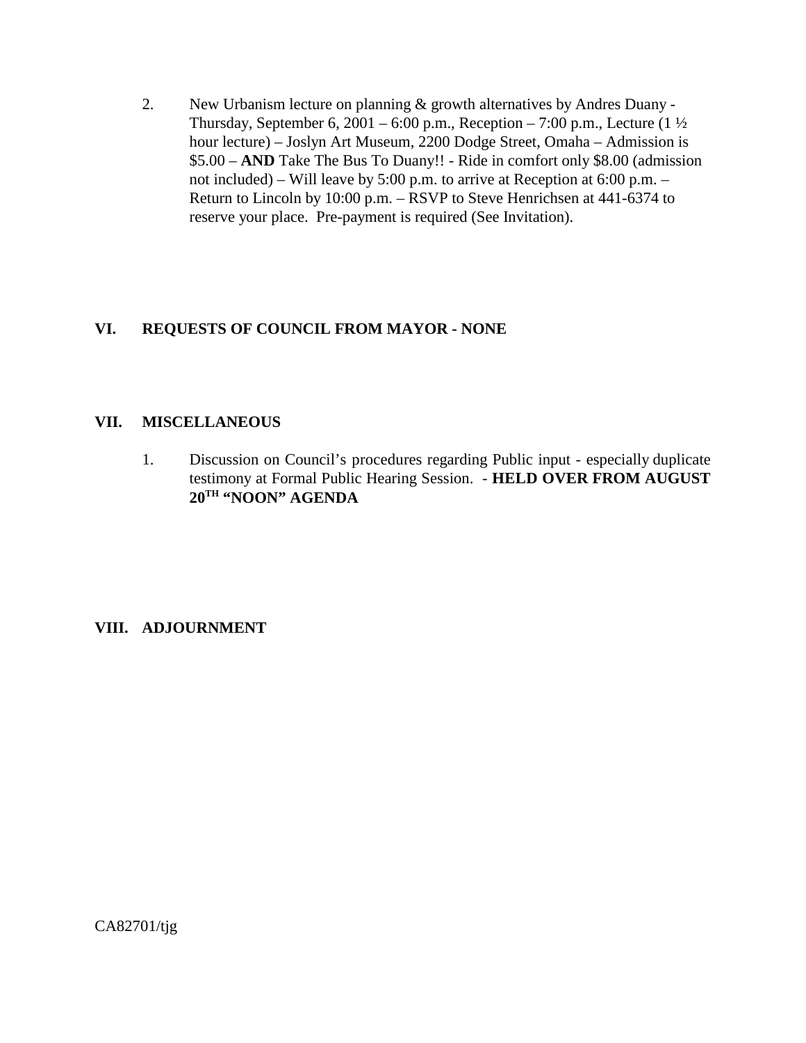2. New Urbanism lecture on planning & growth alternatives by Andres Duany - Thursday, September 6, 2001 – 6:00 p.m., Reception – 7:00 p.m., Lecture (1 ½ hour lecture) – Joslyn Art Museum, 2200 Dodge Street, Omaha – Admission is $5.00 – **AND** Take The Bus To Duany!! - Ride in comfort only $8.00 (admission not included) – Will leave by 5:00 p.m. to arrive at Reception at 6:00 p.m. – Return to Lincoln by 10:00 p.m. – RSVP to Steve Henrichsen at 441-6374 to reserve your place. Pre-payment is required (See Invitation).

## VI. REQUESTS OF COUNCIL FROM MAYOR - NONE

## VII. MISCELLANEOUS

1. Discussion on Council's procedures regarding Public input - especially duplicate testimony at Formal Public Hearing Session. - **HELD OVER FROM AUGUST 20TH "NOON" AGENDA**

## VIII. ADJOURNMENT

CA82701/tjg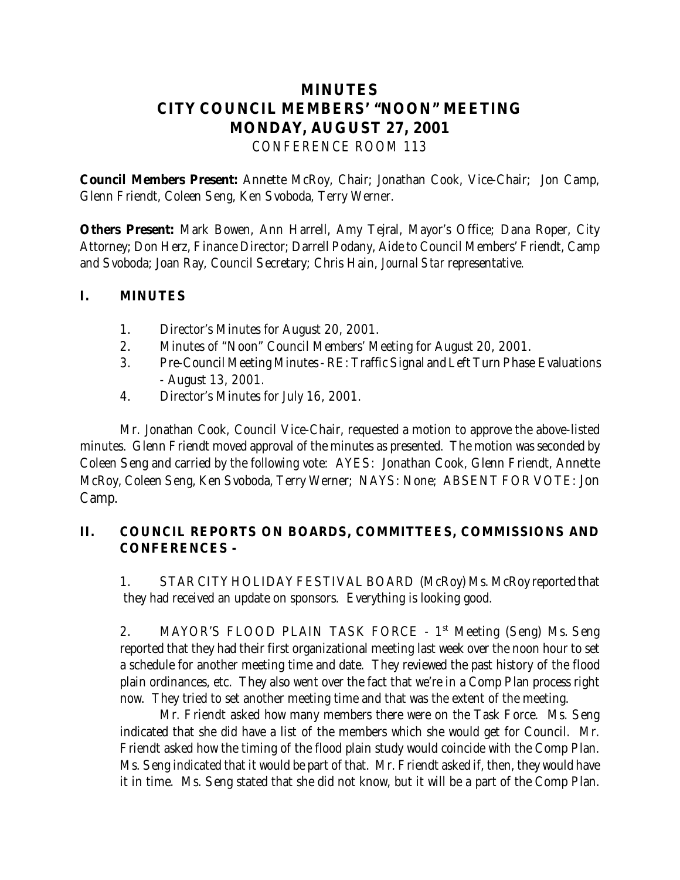# MINUTES
# CITY COUNCIL MEMBERS' "NOON" MEETING
# MONDAY, AUGUST 27, 2001

CONFERENCE ROOM 113

**Council Members Present:** Annette McRoy, Chair; Jonathan Cook, Vice-Chair; Jon Camp, Glenn Friendt, Coleen Seng, Ken Svoboda, Terry Werner.

**Others Present:** Mark Bowen, Ann Harrell, Amy Tejral, Mayor's Office; Dana Roper, City Attorney; Don Herz, Finance Director; Darrell Podany, Aide to Council Members' Friendt, Camp and Svoboda; Joan Ray, Council Secretary; Chris Hain, *Journal Star* representative.

## I. MINUTES

1. Director's Minutes for August 20, 2001.
2. Minutes of "Noon" Council Members' Meeting for August 20, 2001.
3. Pre-Council Meeting Minutes - RE: Traffic Signal and Left Turn Phase Evaluations - August 13, 2001.
4. Director's Minutes for July 16, 2001.

Mr. Jonathan Cook, Council Vice-Chair, requested a motion to approve the above-listed minutes. Glenn Friendt moved approval of the minutes as presented. The motion was seconded by Coleen Seng and carried by the following vote: AYES: Jonathan Cook, Glenn Friendt, Annette McRoy, Coleen Seng, Ken Svoboda, Terry Werner; NAYS: None; ABSENT FOR VOTE: Jon Camp.

## II. COUNCIL REPORTS ON BOARDS, COMMITTEES, COMMISSIONS AND CONFERENCES -

1. STAR CITY HOLIDAY FESTIVAL BOARD (McRoy) Ms. McRoy reported that they had received an update on sponsors. Everything is looking good.

2. MAYOR'S FLOOD PLAIN TASK FORCE - 1st Meeting (Seng) Ms. Seng reported that they had their first organizational meeting last week over the noon hour to set a schedule for another meeting time and date. They reviewed the past history of the flood plain ordinances, etc. They also went over the fact that we're in a Comp Plan process right now. They tried to set another meeting time and that was the extent of the meeting.

Mr. Friendt asked how many members there were on the Task Force. Ms. Seng indicated that she did have a list of the members which she would get for Council. Mr. Friendt asked how the timing of the flood plain study would coincide with the Comp Plan. Ms. Seng indicated that it would be part of that. Mr. Friendt asked if, then, they would have it in time. Ms. Seng stated that she did not know, but it will be a part of the Comp Plan.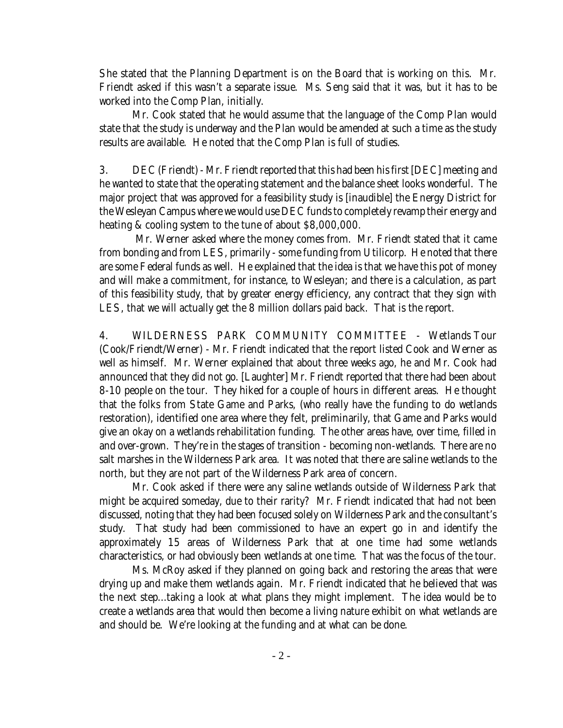She stated that the Planning Department is on the Board that is working on this. Mr. Friendt asked if this wasn't a separate issue. Ms. Seng said that it was, but it has to be worked into the Comp Plan, initially.

Mr. Cook stated that he would assume that the language of the Comp Plan would state that the study is underway and the Plan would be amended at such a time as the study results are available. He noted that the Comp Plan is full of studies.

3. DEC (Friendt) - Mr. Friendt reported that this had been his first [DEC] meeting and he wanted to state that the operating statement and the balance sheet looks wonderful. The major project that was approved for a feasibility study is [inaudible] the Energy District for the Wesleyan Campus where we would use DEC funds to completely revamp their energy and heating & cooling system to the tune of about $8,000,000.

Mr. Werner asked where the money comes from. Mr. Friendt stated that it came from bonding and from LES, primarily - some funding from Utilicorp. He noted that there are some Federal funds as well. He explained that the idea is that we have this pot of money and will make a commitment, for instance, to Wesleyan; and there is a calculation, as part of this feasibility study, that by greater energy efficiency, any contract that they sign with LES, that we will actually get the 8 million dollars paid back. That is the report.

4. WILDERNESS PARK COMMUNITY COMMITTEE - Wetlands Tour (Cook/Friendt/Werner) - Mr. Friendt indicated that the report listed Cook and Werner as well as himself. Mr. Werner explained that about three weeks ago, he and Mr. Cook had announced that they did not go. [Laughter] Mr. Friendt reported that there had been about 8-10 people on the tour. They hiked for a couple of hours in different areas. He thought that the folks from State Game and Parks, (who really have the funding to do wetlands restoration), identified one area where they felt, preliminarily, that Game and Parks would give an okay on a wetlands rehabilitation funding. The other areas have, over time, filled in and over-grown. They're in the stages of transition - becoming non-wetlands. There are no salt marshes in the Wilderness Park area. It was noted that there are saline wetlands to the north, but they are not part of the Wilderness Park area of concern.

Mr. Cook asked if there were any saline wetlands outside of Wilderness Park that might be acquired someday, due to their rarity? Mr. Friendt indicated that had not been discussed, noting that they had been focused solely on Wilderness Park and the consultant's study. That study had been commissioned to have an expert go in and identify the approximately 15 areas of Wilderness Park that at one time had some wetlands characteristics, or had obviously been wetlands at one time. That was the focus of the tour.

Ms. McRoy asked if they planned on going back and restoring the areas that were drying up and make them wetlands again. Mr. Friendt indicated that he believed that was the next step...taking a look at what plans they might implement. The idea would be to create a wetlands area that would then become a living nature exhibit on what wetlands are and should be. We're looking at the funding and at what can be done.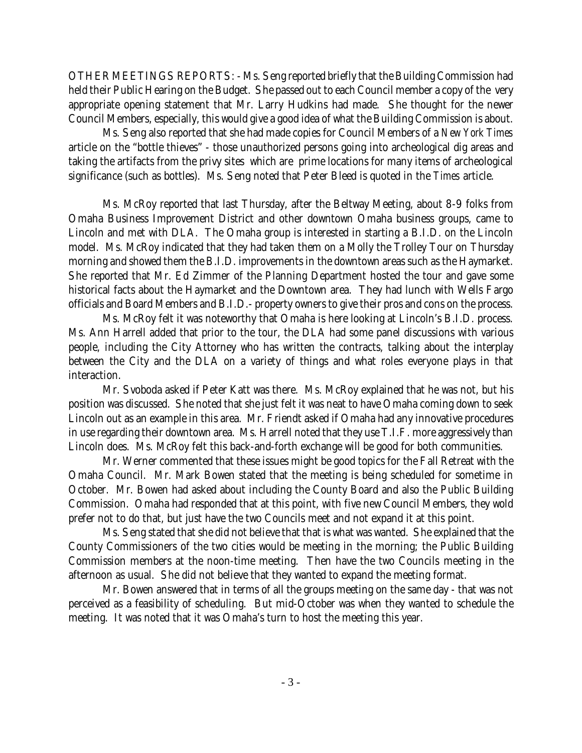OTHER MEETINGS REPORTS: - Ms. Seng reported briefly that the Building Commission had held their Public Hearing on the Budget. She passed out to each Council member a copy of the very appropriate opening statement that Mr. Larry Hudkins had made. She thought for the newer Council Members, especially, this would give a good idea of what the Building Commission is about.

Ms. Seng also reported that she had made copies for Council Members of a *New York Times* article on the "bottle thieves" - those unauthorized persons going into archeological dig areas and taking the artifacts from the privy sites which are prime locations for many items of archeological significance (such as bottles). Ms. Seng noted that Peter Bleed is quoted in the *Times* article.

Ms. McRoy reported that last Thursday, after the Beltway Meeting, about 8-9 folks from Omaha Business Improvement District and other downtown Omaha business groups, came to Lincoln and met with DLA. The Omaha group is interested in starting a B.I.D. on the Lincoln model. Ms. McRoy indicated that they had taken them on a Molly the Trolley Tour on Thursday morning and showed them the B.I.D. improvements in the downtown areas such as the Haymarket. She reported that Mr. Ed Zimmer of the Planning Department hosted the tour and gave some historical facts about the Haymarket and the Downtown area. They had lunch with Wells Fargo officials and Board Members and B.I.D.- property owners to give their pros and cons on the process.

Ms. McRoy felt it was noteworthy that Omaha is here looking at Lincoln's B.I.D. process. Ms. Ann Harrell added that prior to the tour, the DLA had some panel discussions with various people, including the City Attorney who has written the contracts, talking about the interplay between the City and the DLA on a variety of things and what roles everyone plays in that interaction.

Mr. Svoboda asked if Peter Katt was there. Ms. McRoy explained that he was not, but his position was discussed. She noted that she just felt it was neat to have Omaha coming down to seek Lincoln out as an example in this area. Mr. Friendt asked if Omaha had any innovative procedures in use regarding their downtown area. Ms. Harrell noted that they use T.I.F. more aggressively than Lincoln does. Ms. McRoy felt this back-and-forth exchange will be good for both communities.

Mr. Werner commented that these issues might be good topics for the Fall Retreat with the Omaha Council. Mr. Mark Bowen stated that the meeting is being scheduled for sometime in October. Mr. Bowen had asked about including the County Board and also the Public Building Commission. Omaha had responded that at this point, with five new Council Members, they wold prefer not to do that, but just have the two Councils meet and not expand it at this point.

Ms. Seng stated that she did not believe that that is what was wanted. She explained that the County Commissioners of the two cities would be meeting in the morning; the Public Building Commission members at the noon-time meeting. Then have the two Councils meeting in the afternoon as usual. She did not believe that they wanted to expand the meeting format.

Mr. Bowen answered that in terms of all the groups meeting on the same day - that was not perceived as a feasibility of scheduling. But mid-October was when they wanted to schedule the meeting. It was noted that it was Omaha's turn to host the meeting this year.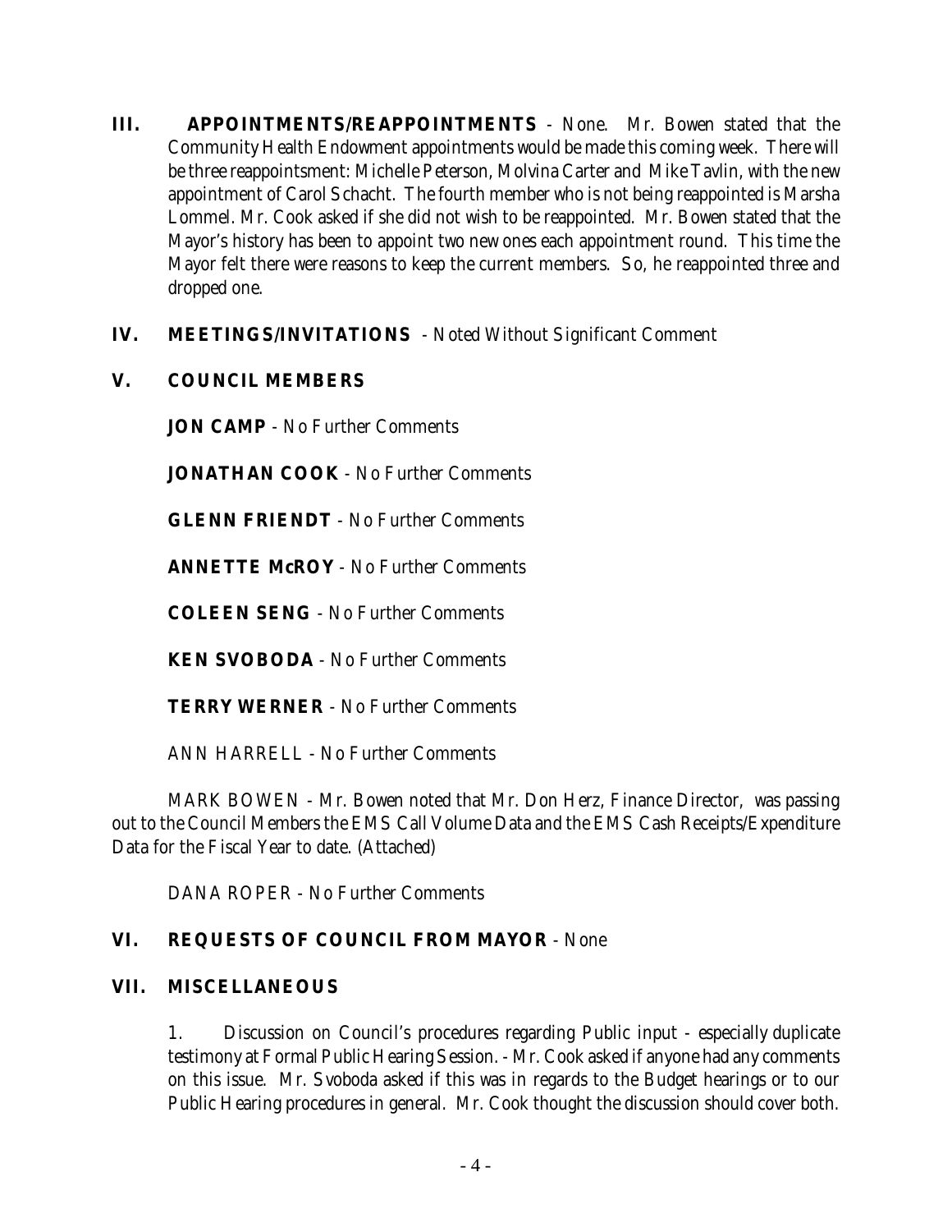**III. APPOINTMENTS/REAPPOINTMENTS** - None. Mr. Bowen stated that the Community Health Endowment appointments would be made this coming week. There will be three reappointsment: Michelle Peterson, Molvina Carter and Mike Tavlin, with the new appointment of Carol Schacht. The fourth member who is not being reappointed is Marsha Lommel. Mr. Cook asked if she did not wish to be reappointed. Mr. Bowen stated that the Mayor's history has been to appoint two new ones each appointment round. This time the Mayor felt there were reasons to keep the current members. So, he reappointed three and dropped one.

**IV. MEETINGS/INVITATIONS** - Noted Without Significant Comment

**V. COUNCIL MEMBERS**

**JON CAMP** - No Further Comments

**JONATHAN COOK** - No Further Comments

**GLENN FRIENDT** - No Further Comments

**ANNETTE McROY** - No Further Comments

**COLEEN SENG** - No Further Comments

**KEN SVOBODA** - No Further Comments

**TERRY WERNER** - No Further Comments

ANN HARRELL - No Further Comments

MARK BOWEN - Mr. Bowen noted that Mr. Don Herz, Finance Director, was passing out to the Council Members the EMS Call Volume Data and the EMS Cash Receipts/Expenditure Data for the Fiscal Year to date. (Attached)

DANA ROPER - No Further Comments

**VI. REQUESTS OF COUNCIL FROM MAYOR** - None

**VII. MISCELLANEOUS**

1. Discussion on Council's procedures regarding Public input - especially duplicate testimony at Formal Public Hearing Session. - Mr. Cook asked if anyone had any comments on this issue. Mr. Svoboda asked if this was in regards to the Budget hearings or to our Public Hearing procedures in general. Mr. Cook thought the discussion should cover both.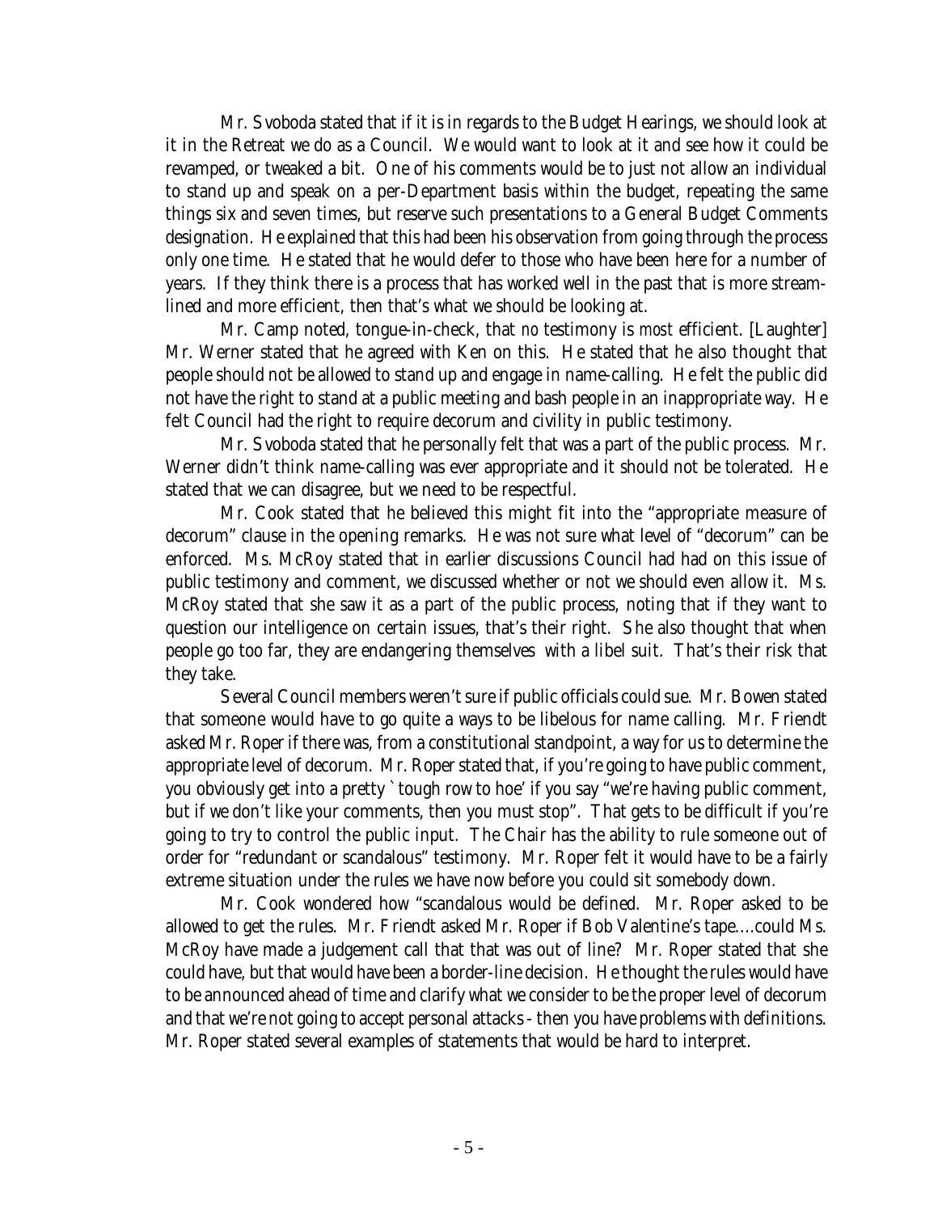Mr. Svoboda stated that if it is in regards to the Budget Hearings, we should look at it in the Retreat we do as a Council. We would want to look at it and see how it could be revamped, or tweaked a bit. One of his comments would be to just not allow an individual to stand up and speak on a per-Department basis within the budget, repeating the same things six and seven times, but reserve such presentations to a General Budget Comments designation. He explained that this had been his observation from going through the process only one time. He stated that he would defer to those who have been here for a number of years. If they think there is a process that has worked well in the past that is more streamlined and more efficient, then that's what we should be looking at.

Mr. Camp noted, tongue-in-check, that *no* testimony is *most* efficient. [Laughter] Mr. Werner stated that he agreed with Ken on this. He stated that he also thought that people should not be allowed to stand up and engage in name-calling. He felt the public did not have the right to stand at a public meeting and bash people in an inappropriate way. He felt Council had the right to require decorum and civility in public testimony.

Mr. Svoboda stated that he personally felt that was a part of the public process. Mr. Werner didn't think name-calling was ever appropriate and it should not be tolerated. He stated that we can disagree, but we need to be respectful.

Mr. Cook stated that he believed this might fit into the "appropriate measure of decorum" clause in the opening remarks. He was not sure what level of "decorum" can be enforced. Ms. McRoy stated that in earlier discussions Council had had on this issue of public testimony and comment, we discussed whether or not we should even allow it. Ms. McRoy stated that she saw it as a part of the public process, noting that if they want to question our intelligence on certain issues, that's their right. She also thought that when people go too far, they are endangering themselves with a libel suit. That's their risk that they take.

Several Council members weren't sure if public officials could sue. Mr. Bowen stated that someone would have to go quite a ways to be libelous for name calling. Mr. Friendt asked Mr. Roper if there was, from a constitutional standpoint, a way for us to determine the appropriate level of decorum. Mr. Roper stated that, if you're going to have public comment, you obviously get into a pretty `tough row to hoe' if you say "we're having public comment, but if we don't like your comments, then you must stop". That gets to be difficult if you're going to try to control the public input. The Chair has the ability to rule someone out of order for "redundant or scandalous" testimony. Mr. Roper felt it would have to be a fairly extreme situation under the rules we have now before you could sit somebody down.

Mr. Cook wondered how "scandalous would be defined. Mr. Roper asked to be allowed to get the rules. Mr. Friendt asked Mr. Roper if Bob Valentine's tape....could Ms. McRoy have made a judgement call that that was out of line? Mr. Roper stated that she could have, but that would have been a border-line decision. He thought the rules would have to be announced ahead of time and clarify what we consider to be the proper level of decorum and that we're not going to accept personal attacks - then you have problems with definitions. Mr. Roper stated several examples of statements that would be hard to interpret.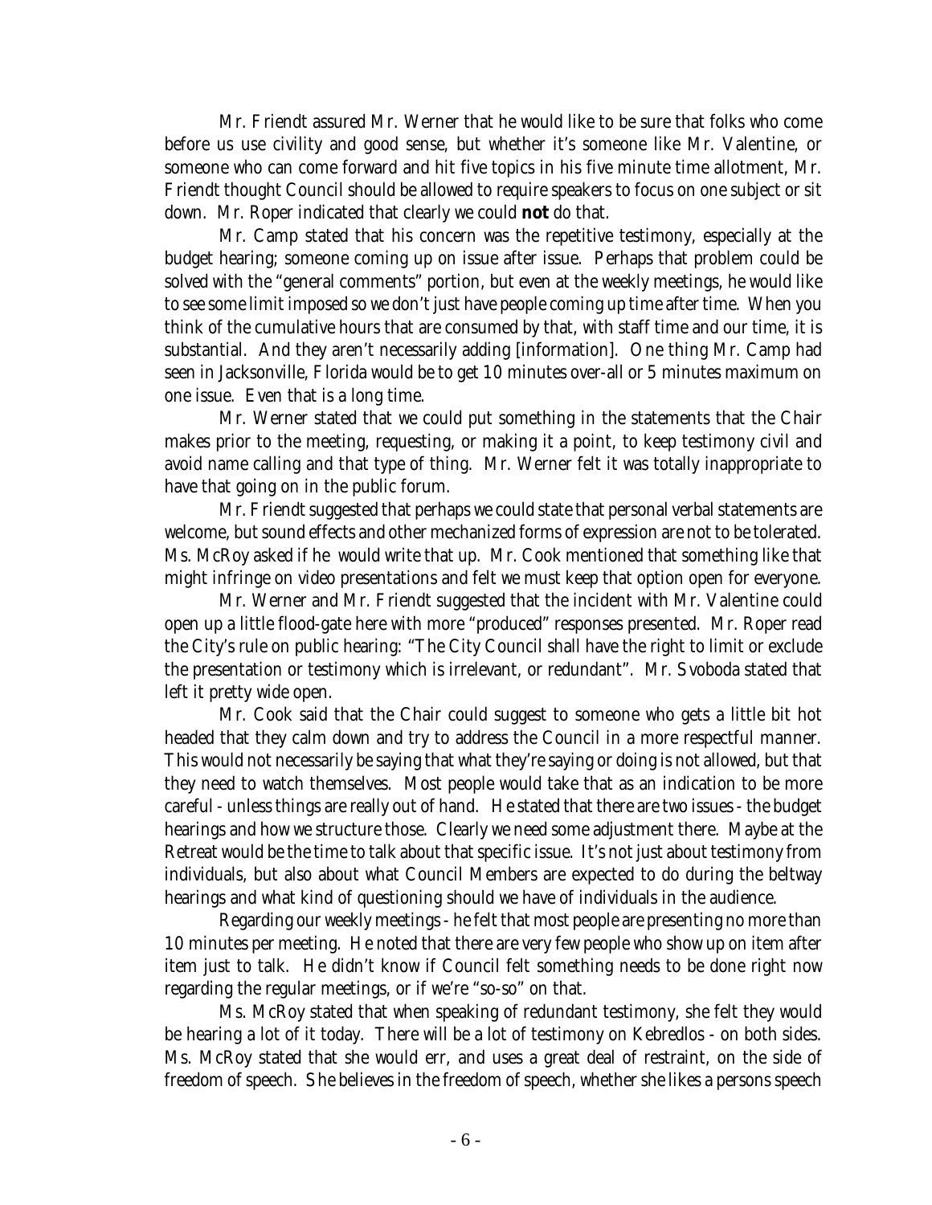Mr. Friendt assured Mr. Werner that he would like to be sure that folks who come before us use civility and good sense, but whether it's someone like Mr. Valentine, or someone who can come forward and hit five topics in his five minute time allotment, Mr. Friendt thought Council should be allowed to require speakers to focus on one subject or sit down. Mr. Roper indicated that clearly we could **not** do that.

Mr. Camp stated that his concern was the repetitive testimony, especially at the budget hearing; someone coming up on issue after issue. Perhaps that problem could be solved with the "general comments" portion, but even at the weekly meetings, he would like to see some limit imposed so we don't just have people coming up time after time. When you think of the cumulative hours that are consumed by that, with staff time and our time, it is substantial. And they aren't necessarily adding [information]. One thing Mr. Camp had seen in Jacksonville, Florida would be to get 10 minutes over-all or 5 minutes maximum on one issue. Even that is a long time.

Mr. Werner stated that we could put something in the statements that the Chair makes prior to the meeting, requesting, or making it a point, to keep testimony civil and avoid name calling and that type of thing. Mr. Werner felt it was totally inappropriate to have that going on in the public forum.

Mr. Friendt suggested that perhaps we could state that personal verbal statements are welcome, but sound effects and other mechanized forms of expression are not to be tolerated. Ms. McRoy asked if he would write that up. Mr. Cook mentioned that something like that might infringe on video presentations and felt we must keep that option open for everyone.

Mr. Werner and Mr. Friendt suggested that the incident with Mr. Valentine could open up a little flood-gate here with more "produced" responses presented. Mr. Roper read the City's rule on public hearing: "The City Council shall have the right to limit or exclude the presentation or testimony which is irrelevant, or redundant". Mr. Svoboda stated that left it pretty wide open.

Mr. Cook said that the Chair could suggest to someone who gets a little bit hot headed that they calm down and try to address the Council in a more respectful manner. This would not necessarily be saying that what they're saying or doing is not allowed, but that they need to watch themselves. Most people would take that as an indication to be more careful - unless things are really out of hand. He stated that there are two issues - the budget hearings and how we structure those. Clearly we need some adjustment there. Maybe at the Retreat would be the time to talk about that specific issue. It's not just about testimony from individuals, but also about what Council Members are expected to do during the beltway hearings and what kind of questioning should we have of individuals in the audience.

Regarding our weekly meetings - he felt that most people are presenting no more than 10 minutes per meeting. He noted that there are very few people who show up on item after item just to talk. He didn't know if Council felt something needs to be done right now regarding the regular meetings, or if we're "so-so" on that.

Ms. McRoy stated that when speaking of redundant testimony, she felt they would be hearing a lot of it today. There will be a lot of testimony on Kebredlos - on both sides. Ms. McRoy stated that she would err, and uses a great deal of restraint, on the side of freedom of speech. She believes in the freedom of speech, whether she likes a persons speech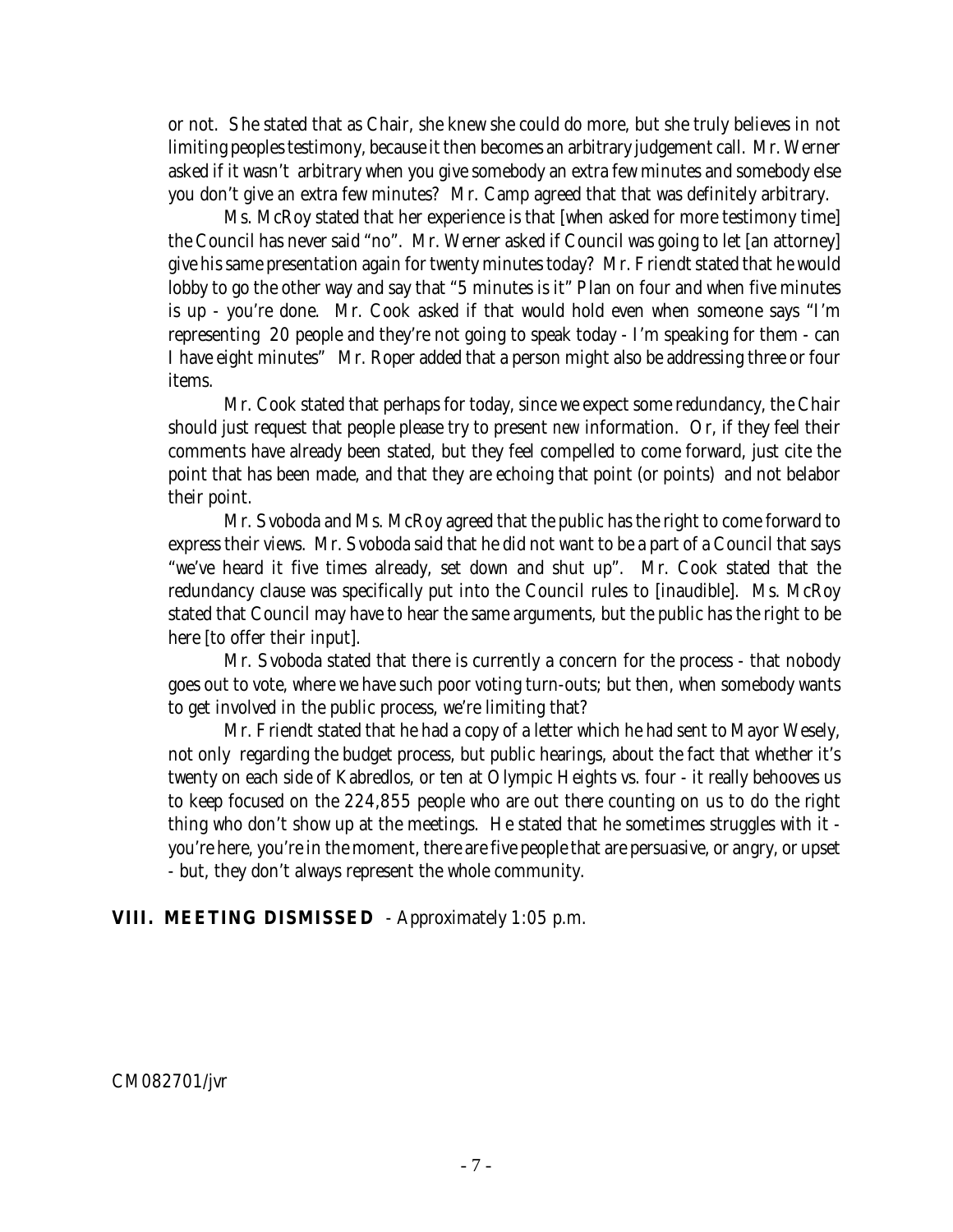or not. She stated that as Chair, she knew she could do more, but she truly believes in not limiting peoples testimony, because it then becomes an arbitrary judgement call. Mr. Werner asked if it wasn't arbitrary when you give somebody an extra few minutes and somebody else you don't give an extra few minutes? Mr. Camp agreed that that was definitely arbitrary.

Ms. McRoy stated that her experience is that [when asked for more testimony time] the Council has never said "no". Mr. Werner asked if Council was going to let [an attorney] give his same presentation again for twenty minutes today? Mr. Friendt stated that he would lobby to go the other way and say that "5 minutes is it" Plan on four and when five minutes is up - you're done. Mr. Cook asked if that would hold even when someone says "I'm representing 20 people and they're not going to speak today - I'm speaking for them - can I have eight minutes" Mr. Roper added that a person might also be addressing three or four items.

Mr. Cook stated that perhaps for today, since we expect some redundancy, the Chair should just request that people please try to present *new* information. Or, if they feel their comments have already been stated, but they feel compelled to come forward, just cite the point that has been made, and that they are echoing that point (or points) and not belabor their point.

Mr. Svoboda and Ms. McRoy agreed that the public has the right to come forward to express their views. Mr. Svoboda said that he did not want to be a part of a Council that says "we've heard it five times already, set down and shut up". Mr. Cook stated that the redundancy clause was specifically put into the Council rules to [inaudible]. Ms. McRoy stated that Council may have to hear the same arguments, but the public has the right to be here [to offer their input].

Mr. Svoboda stated that there is currently a concern for the process - that nobody goes out to vote, where we have such poor voting turn-outs; but then, when somebody wants to get involved in the public process, we're limiting that?

Mr. Friendt stated that he had a copy of a letter which he had sent to Mayor Wesely, not only regarding the budget process, but public hearings, about the fact that whether it's twenty on each side of Kabredlos, or ten at Olympic Heights vs. four - it really behooves us to keep focused on the 224,855 people who are out there counting on us to do the right thing who don't show up at the meetings. He stated that he sometimes struggles with it - you're here, you're in the moment, there are five people that are persuasive, or angry, or upset - but, they don't always represent the whole community.

**VIII. MEETING DISMISSED** - Approximately 1:05 p.m.

CM082701/jvr